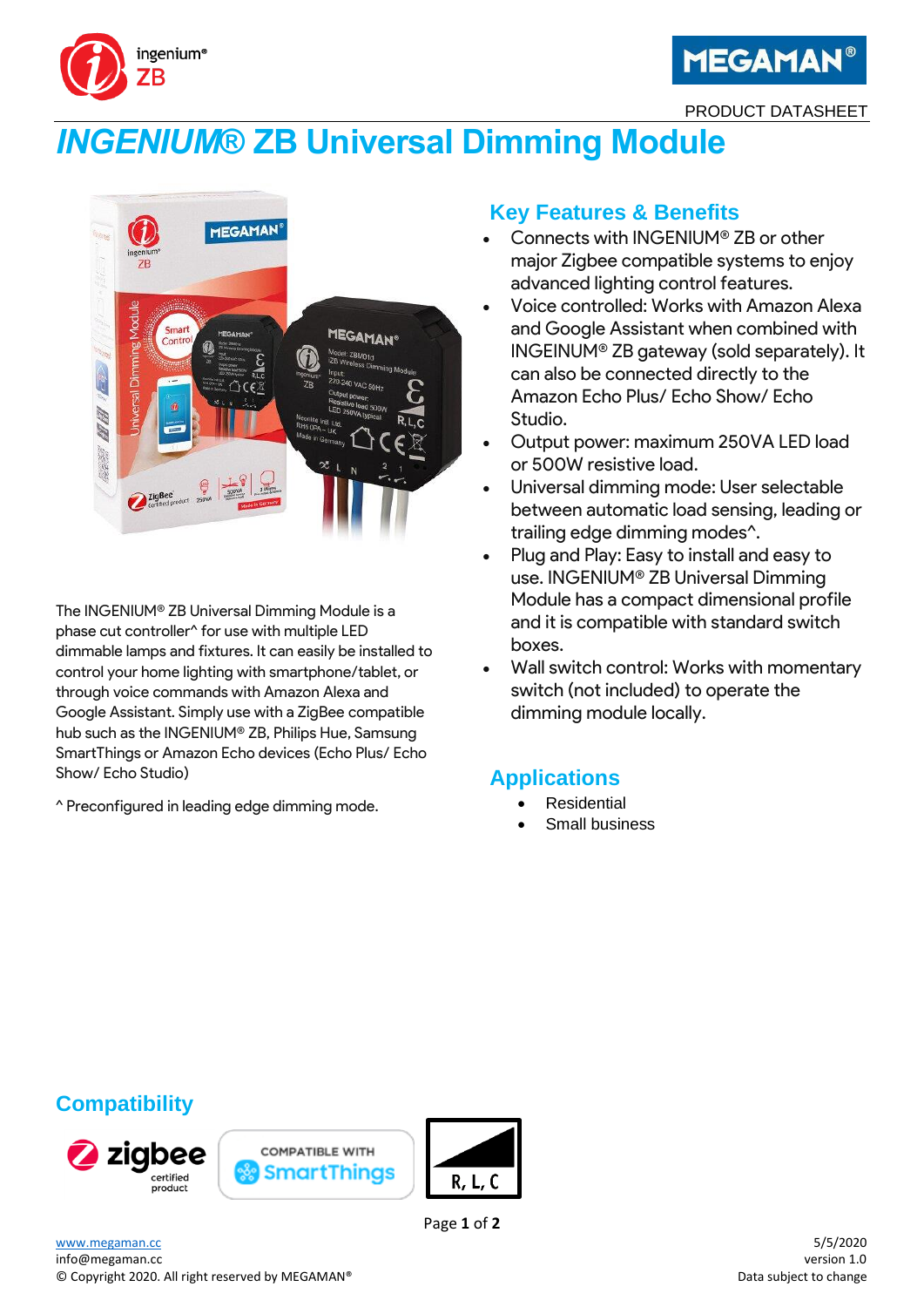PRODUCT DATASHEET

# *INGENIUM®* ZB Universal Dimming Module

The INGENIUM® ZB Universal Dimming Module is a phase cut controller^ for use with multiple LED dimmable lamps and fixtures. It can easily be installed to control your home lighting with smartphone/tablet, or through voice commands with Amazon Alexa and Google Assistant. Simply use with a ZigBee compatible hub such as the INGENIUM® ZB, Philips Hue, Samsung SmartThings or Amazon Echo devices (Echo Plus/ Echo Show/ Echo Studio)

^ Preconfigured in leading edge dimming mode.

## Key Features & Benefits

- Connects with INGENIUM® ZB or other major Zigbee compatible systems to enjoy advanced lighting control features.
- Voice controlled: Works with Amazon Alexa and Google Assistant when combined with INGEINUM® ZB gateway (sold separately). It can also be connected directly to the Amazon Echo Plus/ Echo Show/ Echo Studio.
- Output power: maximum 250VA LED load or 500W resistive load.
- Universal dimming mode: User selectable between automatic load sensing, leading or trailing edge dimming modes^.
- Plug and Play: Easy to install and easy to use. INGENIUM® ZB Universal Dimming Module has a compact dimensional profile and it is compatible with standard switch boxes.
- Wall switch control: Works with momentary switch (not included) to operate the dimming module locally.

## Applications

- Residential
- Small business

## Compatibility

zigbee certified product

COMPATIBLE WITH SmartThings

R, L, C

www.megaman.cc
info@megaman.cc
© Copyright 2020. All right reserved by MEGAMAN®

5/5/2020
version 1.0
Data subject to change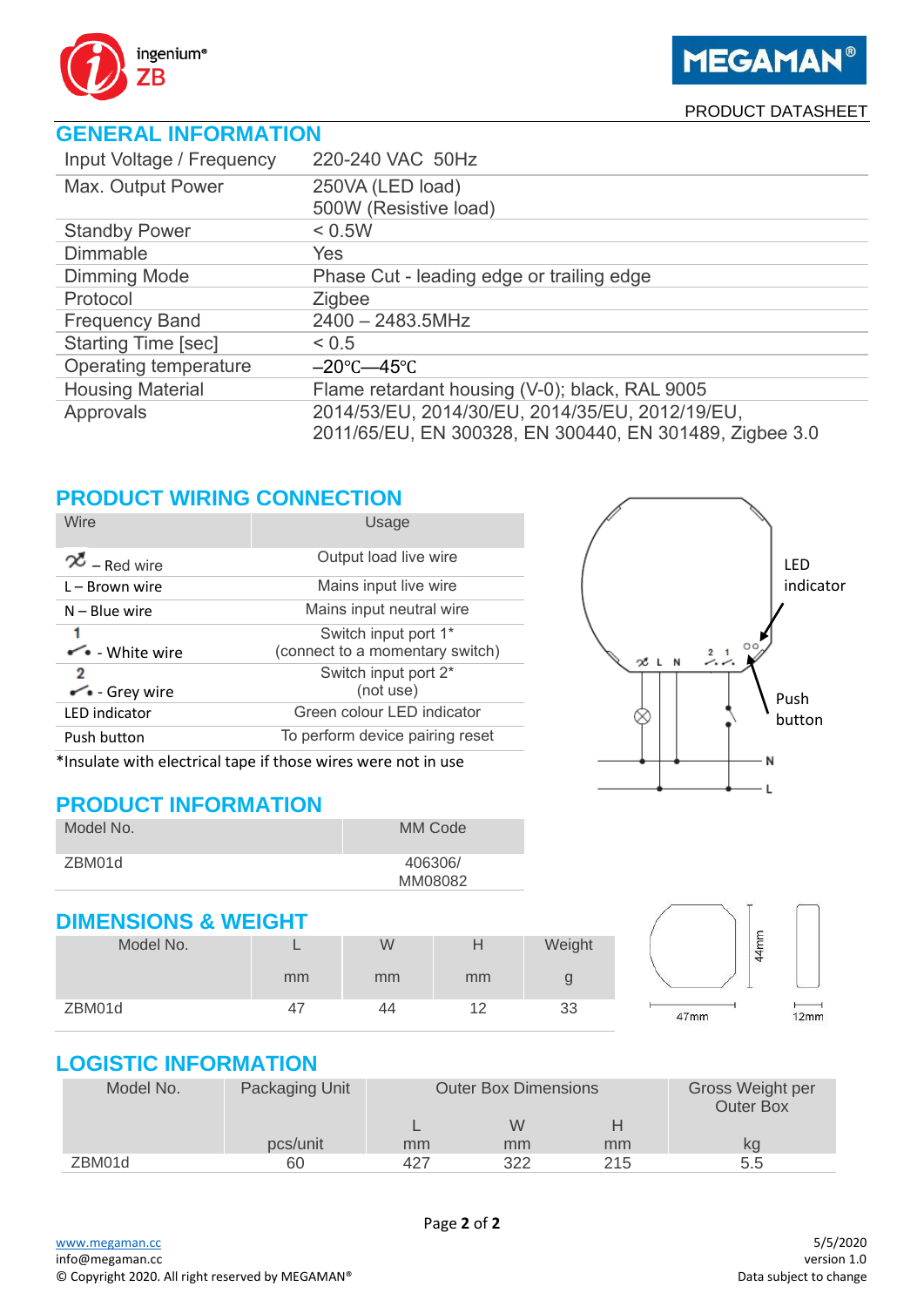ingenium® ZB

MEGAMAN®

PRODUCT DATASHEET

## GENERAL INFORMATION

| | |
|---|---|
| Input Voltage / Frequency | 220-240 VAC 50Hz |
| Max. Output Power | 250VA (LED load)<br>500W (Resistive load) |
| Standby Power | < 0.5W |
| Dimmable | Yes |
| Dimming Mode | Phase Cut - leading edge or trailing edge |
| Protocol | Zigbee |
| Frequency Band | 2400 – 2483.5MHz |
| Starting Time [sec] | < 0.5 |
| Operating temperature | –20℃—45℃ |
| Housing Material | Flame retardant housing (V-0); black, RAL 9005 |
| Approvals | 2014/53/EU, 2014/30/EU, 2014/35/EU, 2012/19/EU,<br>2011/65/EU, EN 300328, EN 300440, EN 301489, Zigbee 3.0 |

## PRODUCT WIRING CONNECTION

| Wire | Usage |
|---|---|
| – Red wire | Output load live wire |
| L – Brown wire | Mains input live wire |
| N – Blue wire | Mains input neutral wire |
| 1 - White wire | Switch input port 1*<br>(connect to a momentary switch) |
| 2 - Grey wire | Switch input port 2*<br>(not use) |
| LED indicator | Green colour LED indicator |
| Push button | To perform device pairing reset |

*Insulate with electrical tape if those wires were not in use

LED indicator

Push button

L N 2 1

N

L

## PRODUCT INFORMATION

| Model No. | MM Code |
|---|---|
| ZBM01d | 406306/<br>MM08082 |

## DIMENSIONS & WEIGHT

| Model No. | L<br>mm | W<br>mm | H<br>mm | Weight<br>g |
|---|---|---|---|---|
| ZBM01d | 47 | 44 | 12 | 33 |

44mm

47mm

12mm

## LOGISTIC INFORMATION

| Model No. | Packaging Unit<br>pcs/unit | Outer Box Dimensions<br>L<br>mm | <br>W<br>mm | <br>H<br>mm | Gross Weight per Outer Box<br>kg |
|---|---|---|---|---|---|
| ZBM01d | 60 | 427 | 322 | 215 | 5.5 |

www.megaman.cc
info@megaman.cc
© Copyright 2020. All right reserved by MEGAMAN®

5/5/2020
version 1.0
Data subject to change